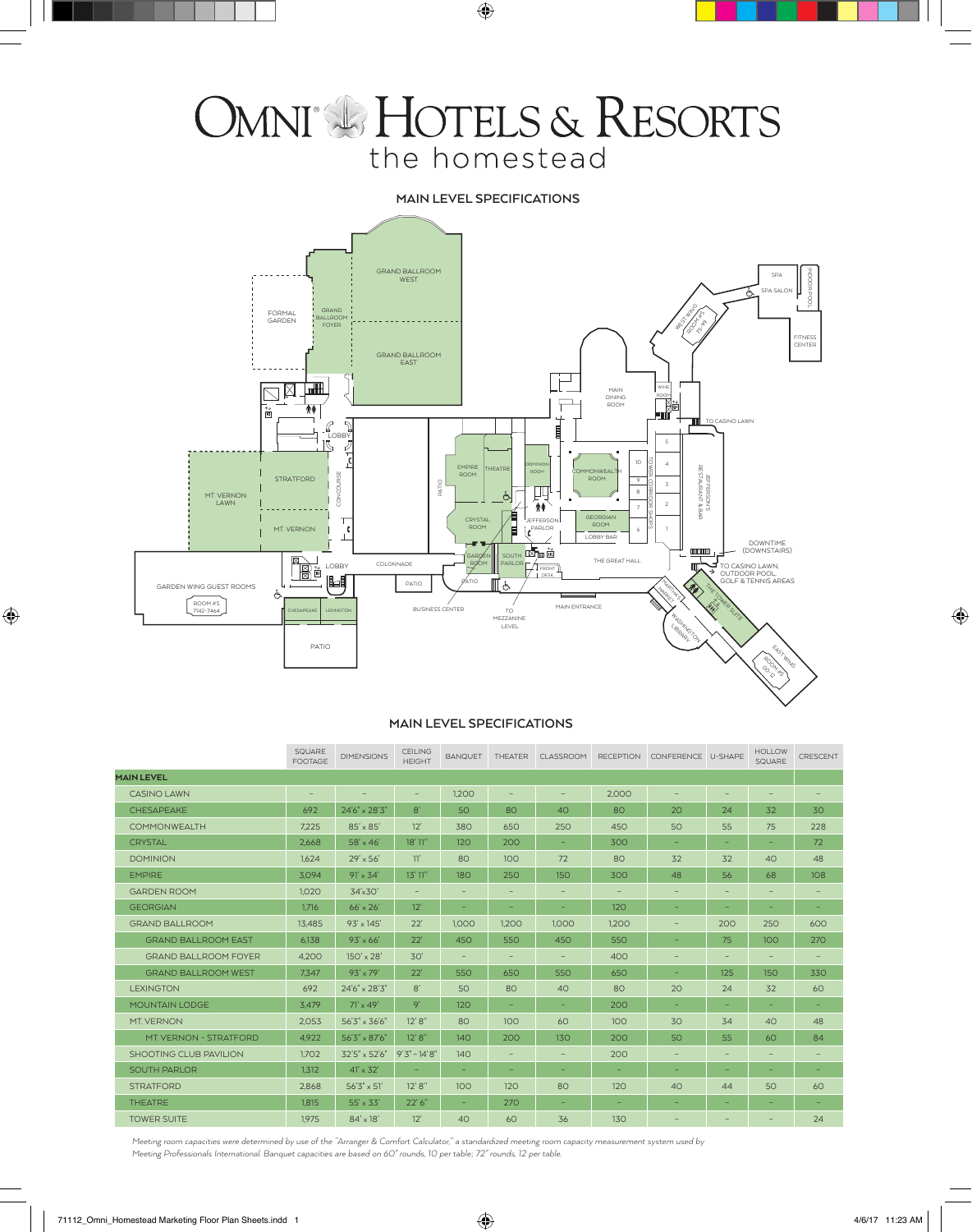# OMNI HOTELS & RESORTS
the homestead

## MAIN LEVEL SPECIFICATIONS

GRAND BALLROOM WEST
GRAND BALLROOM FOYER
GRAND BALLROOM EAST
FORMAL GARDEN
SPA
SPA SALON
INDOOR POOL
FITNESS CENTER
WEST WING ROOM #S 75-99
MAIN DINING ROOM
WINE ROOM
TO CASINO LAWN
LOBBY
CONCOURSE
MT. VERNON LAWN
STRATFORD
MT. VERNON
EMPIRE ROOM
THEATRE
DOMINION ROOM
COMMONWEALTH ROOM
TOWER CORRIDOR SHOPS
JEFFERSON'S RESTAURANT & BAR
PATIO
CRYSTAL ROOM
JEFFERSON PARLOR
GEORGIAN ROOM
LOBBY BAR
DOWNTIME (DOWNSTAIRS)
GARDEN ROOM
SOUTH PARLOR
FRONT DESK
THE GREAT HALL
TO CASINO LAWN, OUTDOOR POOL, GOLF & TENNIS AREAS
COLONNADE
GARDEN WING GUEST ROOMS
ROOM #S 7142-7464
CHESAPEAKE
LEXINGTON
BUSINESS CENTER
TO MEZZANINE LEVEL
MAIN ENTRANCE
MARTHA'S MARKET
THE TOWER SUITE
WASHINGTON LIBRARY
EAST WING ROOM #S 00-12

## MAIN LEVEL SPECIFICATIONS

| | SQUARE FOOTAGE | DIMENSIONS | CEILING HEIGHT | BANQUET | THEATER | CLASSROOM | RECEPTION | CONFERENCE | U-SHAPE | HOLLOW SQUARE | CRESCENT |
|---|---|---|---|---|---|---|---|---|---|---|---|
| **MAIN LEVEL** | | | | | | | | | | | |
| CASINO LAWN | – | – | – | 1,200 | – | – | 2,000 | – | – | – | – |
| CHESAPEAKE | 692 | 24'6" x 28'3" | 8' | 50 | 80 | 40 | 80 | 20 | 24 | 32 | 30 |
| COMMONWEALTH | 7,225 | 85' x 85' | 12' | 380 | 650 | 250 | 450 | 50 | 55 | 75 | 228 |
| CRYSTAL | 2,668 | 58' x 46' | 18' 11" | 120 | 200 | – | 300 | – | – | – | 72 |
| DOMINION | 1,624 | 29' x 56' | 11' | 80 | 100 | 72 | 80 | 32 | 32 | 40 | 48 |
| EMPIRE | 3,094 | 91' x 34' | 13' 11" | 180 | 250 | 150 | 300 | 48 | 56 | 68 | 108 |
| GARDEN ROOM | 1,020 | 34'x30' | – | – | – | – | – | – | – | – | – |
| GEORGIAN | 1,716 | 66' x 26' | 12' | – | – | – | 120 | – | – | – | – |
| GRAND BALLROOM | 13,485 | 93' x 145' | 22' | 1,000 | 1,200 | 1,000 | 1,200 | – | 200 | 250 | 600 |
| GRAND BALLROOM EAST | 6,138 | 93' x 66' | 22' | 450 | 550 | 450 | 550 | – | 75 | 100 | 270 |
| GRAND BALLROOM FOYER | 4,200 | 150' x 28' | 30' | – | – | – | 400 | – | – | – | – |
| GRAND BALLROOM WEST | 7,347 | 93' x 79' | 22' | 550 | 650 | 550 | 650 | – | 125 | 150 | 330 |
| LEXINGTON | 692 | 24'6" x 28'3" | 8' | 50 | 80 | 40 | 80 | 20 | 24 | 32 | 60 |
| MOUNTAIN LODGE | 3,479 | 71' x 49' | 9' | 120 | – | – | 200 | – | – | – | – |
| MT. VERNON | 2,053 | 56'3" x 36'6" | 12' 8" | 80 | 100 | 60 | 100 | 30 | 34 | 40 | 48 |
| MT. VERNON - STRATFORD | 4,922 | 56'3" x 87'6" | 12' 8" | 140 | 200 | 130 | 200 | 50 | 55 | 60 | 84 |
| SHOOTING CLUB PAVILION | 1,702 | 32'5" x 52'6" | 9'3" – 14'8" | 140 | – | – | 200 | – | – | – | – |
| SOUTH PARLOR | 1,312 | 41' x 32' | – | – | – | – | – | – | – | – | – |
| STRATFORD | 2,868 | 56'3" x 51' | 12' 8" | 100 | 120 | 80 | 120 | 40 | 44 | 50 | 60 |
| THEATRE | 1,815 | 55' x 33' | 22' 6" | – | 270 | – | – | – | – | – | – |
| TOWER SUITE | 1,975 | 84' x 18' | 12' | 40 | 60 | 36 | 130 | – | – | – | 24 |

*Meeting room capacities were determined by use of the "Arranger & Comfort Calculator," a standardized meeting room capacity measurement system used by Meeting Professionals International. Banquet capacities are based on 60" rounds, 10 per table; 72" rounds, 12 per table.*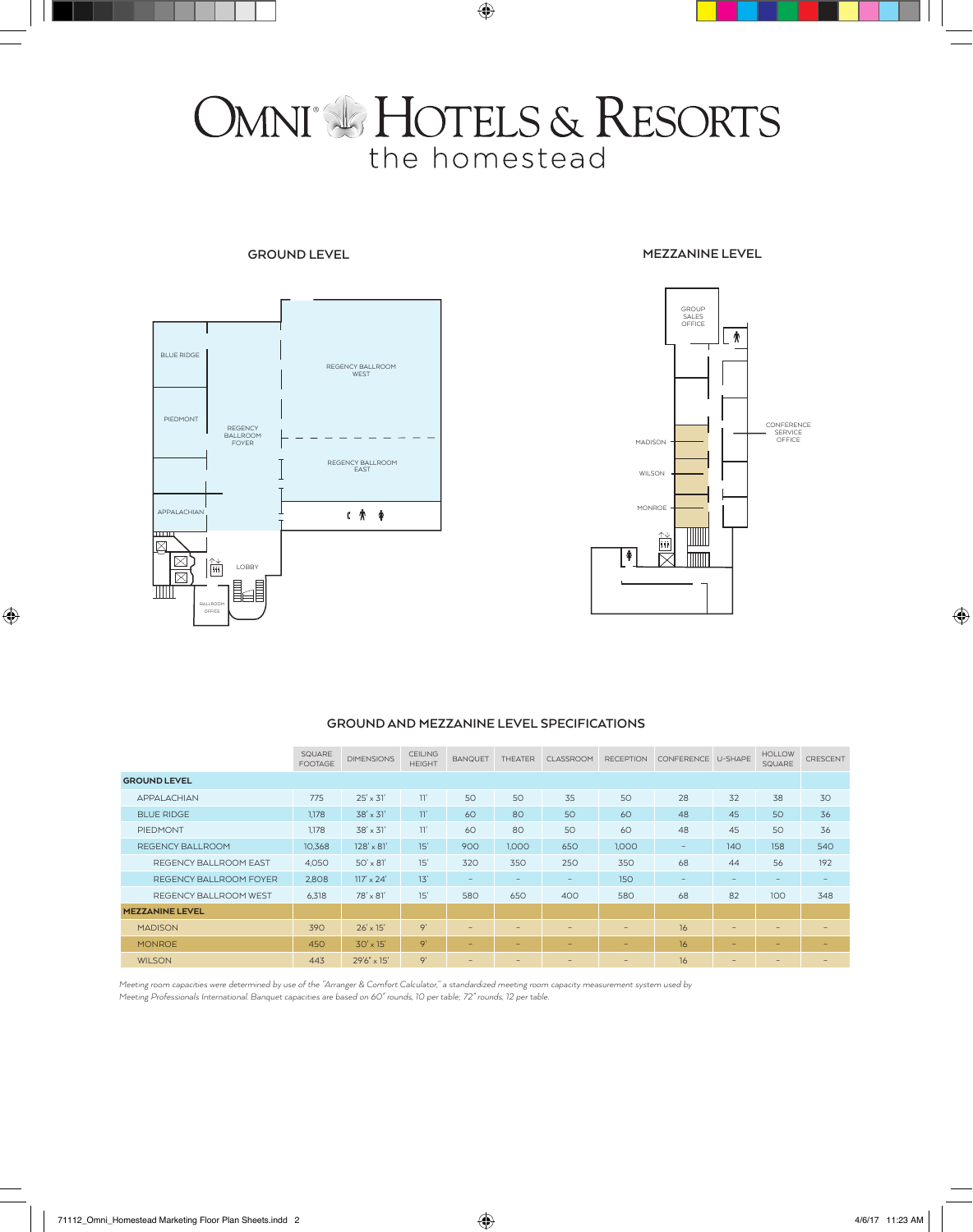# OMNI® HOTELS & RESORTS
the homestead

## GROUND LEVEL

BLUE RIDGE

PIEDMONT

APPALACHIAN

REGENCY BALLROOM FOYER

REGENCY BALLROOM WEST

REGENCY BALLROOM EAST

LOBBY

BALLROOM OFFICE

## MEZZANINE LEVEL

GROUP SALES OFFICE

CONFERENCE SERVICE OFFICE

MADISON

WILSON

MONROE

## GROUND AND MEZZANINE LEVEL SPECIFICATIONS

| | SQUARE FOOTAGE | DIMENSIONS | CEILING HEIGHT | BANQUET | THEATER | CLASSROOM | RECEPTION | CONFERENCE | U-SHAPE | HOLLOW SQUARE | CRESCENT |
|---|---|---|---|---|---|---|---|---|---|---|---|
| **GROUND LEVEL** | | | | | | | | | | | |
| APPALACHIAN | 775 | 25' x 31' | 11' | 50 | 50 | 35 | 50 | 28 | 32 | 38 | 30 |
| BLUE RIDGE | 1,178 | 38' x 31' | 11' | 60 | 80 | 50 | 60 | 48 | 45 | 50 | 36 |
| PIEDMONT | 1,178 | 38' x 31' | 11' | 60 | 80 | 50 | 60 | 48 | 45 | 50 | 36 |
| REGENCY BALLROOM | 10,368 | 128' x 81' | 15' | 900 | 1,000 | 650 | 1,000 | – | 140 | 158 | 540 |
| REGENCY BALLROOM EAST | 4,050 | 50' x 81' | 15' | 320 | 350 | 250 | 350 | 68 | 44 | 56 | 192 |
| REGENCY BALLROOM FOYER | 2,808 | 117' x 24' | 13' | – | – | – | 150 | – | – | – | – |
| REGENCY BALLROOM WEST | 6,318 | 78' x 81' | 15' | 580 | 650 | 400 | 580 | 68 | 82 | 100 | 348 |
| **MEZZANINE LEVEL** | | | | | | | | | | | |
| MADISON | 390 | 26' x 15' | 9' | – | – | – | – | 16 | – | – | – |
| MONROE | 450 | 30' x 15' | 9' | – | – | – | – | 16 | – | – | – |
| WILSON | 443 | 29'6" x 15' | 9' | – | – | – | – | 16 | – | – | – |

*Meeting room capacities were determined by use of the "Arranger & Comfort Calculator," a standardized meeting room capacity measurement system used by Meeting Professionals International. Banquet capacities are based on 60" rounds, 10 per table; 72" rounds, 12 per table.*